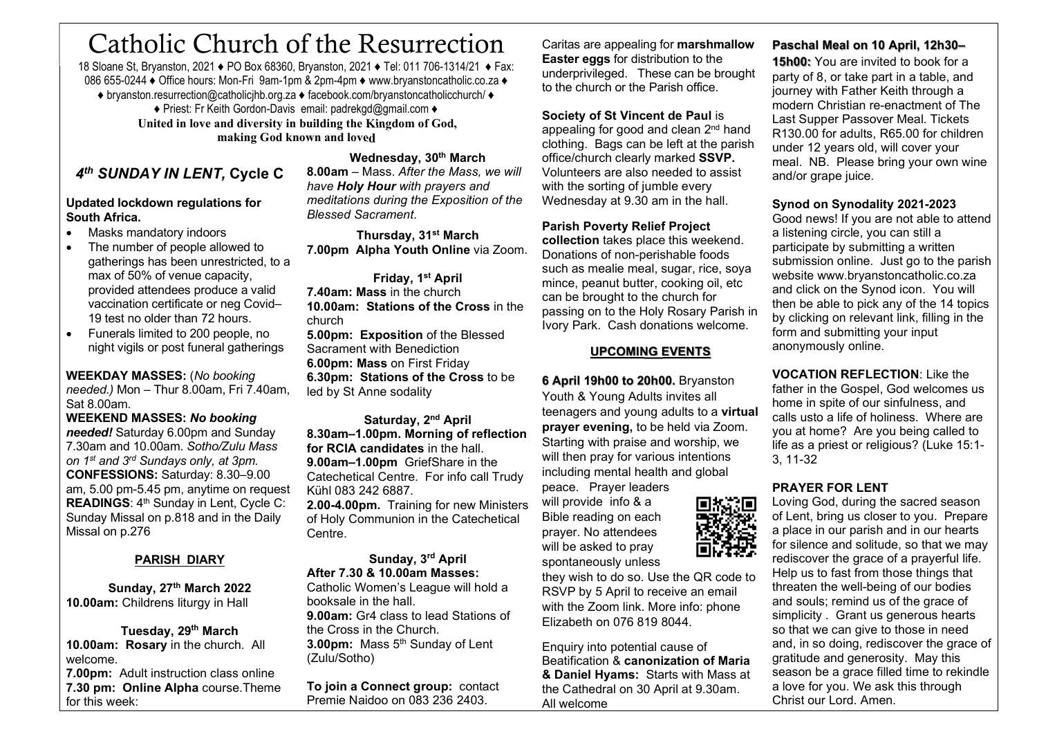# Catholic Church of the Resurrection

18 Sloane St, Bryanston, 2021 ♦ PO Box 68360, Bryanston, 2021 ♦ Tel: 011 706-1314/21 ♦ Fax: 086 655-0244 ♦ Office hours: Mon-Fri 9am-1pm & 2pm-4pm ♦ www.bryanstoncatholic.co.za ♦ ♦ bryanston.resurrection@catholicjhb.org.za ♦ facebook.com/bryanstoncatholicchurch/ ♦ ♦ Priest: Fr Keith Gordon-Davis email: padrekgd@gmail.com ♦

**United in love and diversity in building the Kingdom of God, making God known and loved**

## *4th SUNDAY IN LENT,* Cycle C

**Updated lockdown regulations for South Africa.**

- Masks mandatory indoors
- The number of people allowed to gatherings has been unrestricted, to a max of 50% of venue capacity, provided attendees produce a valid vaccination certificate or neg Covid–19 test no older than 72 hours.
- Funerals limited to 200 people, no night vigils or post funeral gatherings

**WEEKDAY MASSES:** (*No booking needed.)* Mon – Thur 8.00am, Fri 7.40am, Sat 8.00am.

**WEEKEND MASSES:** ***No booking needed!*** Saturday 6.00pm and Sunday 7.30am and 10.00am. *Sotho/Zulu Mass on 1st and 3rd Sundays only, at 3pm.*

**CONFESSIONS:** Saturday: 8.30–9.00 am, 5.00 pm-5.45 pm, anytime on request

**READINGS**: 4th Sunday in Lent, Cycle C: Sunday Missal on p.818 and in the Daily Missal on p.276

### PARISH DIARY

**Sunday, 27th March 2022**
**10.00am:** Childrens liturgy in Hall

**Tuesday, 29th March**
**10.00am: Rosary** in the church. All welcome.
**7.00pm:** Adult instruction class online
**7.30 pm: Online Alpha** course.Theme for this week:

**Wednesday, 30th March**
**8.00am** – Mass. *After the Mass, we will have **Holy Hour** with prayers and meditations during the Exposition of the Blessed Sacrament*.

**Thursday, 31st March**
**7.00pm Alpha Youth Online** via Zoom.

**Friday, 1st April**
**7.40am: Mass** in the church
**10.00am: Stations of the Cross** in the church
**5.00pm: Exposition** of the Blessed Sacrament with Benediction
**6.00pm: Mass** on First Friday
**6.30pm: Stations of the Cross** to be led by St Anne sodality

**Saturday, 2nd April**
**8.30am–1.00pm. Morning of reflection for RCIA candidates** in the hall.
**9.00am–1.00pm** GriefShare in the Catechetical Centre. For info call Trudy Kühl 083 242 6887.
**2.00-4.00pm.** Training for new Ministers of Holy Communion in the Catechetical Centre.

**Sunday, 3rd April**
**After 7.30 & 10.00am Masses:**
Catholic Women's League will hold a booksale in the hall.
**9.00am:** Gr4 class to lead Stations of the Cross in the Church.
**3.00pm:** Mass 5th Sunday of Lent (Zulu/Sotho)

**To join a Connect group:** contact Premie Naidoo on 083 236 2403.

Caritas are appealing for **marshmallow Easter eggs** for distribution to the underprivileged. These can be brought to the church or the Parish office.

**Society of St Vincent de Paul** is appealing for good and clean 2nd hand clothing. Bags can be left at the parish office/church clearly marked **SSVP.** Volunteers are also needed to assist with the sorting of jumble every Wednesday at 9.30 am in the hall.

**Parish Poverty Relief Project collection** takes place this weekend. Donations of non-perishable foods such as mealie meal, sugar, rice, soya mince, peanut butter, cooking oil, etc can be brought to the church for passing on to the Holy Rosary Parish in Ivory Park. Cash donations welcome.

### UPCOMING EVENTS

**6 April 19h00 to 20h00.** Bryanston Youth & Young Adults invites all teenagers and young adults to a **virtual prayer evening,** to be held via Zoom. Starting with praise and worship, we will then pray for various intentions including mental health and global peace. Prayer leaders will provide info & a Bible reading on each prayer. No attendees will be asked to pray spontaneously unless they wish to do so. Use the QR code to RSVP by 5 April to receive an email with the Zoom link. More info: phone Elizabeth on 076 819 8044.

Enquiry into potential cause of Beatification & **canonization of Maria & Daniel Hyams:** Starts with Mass at the Cathedral on 30 April at 9.30am. All welcome

**Paschal Meal on 10 April, 12h30–15h00:** You are invited to book for a party of 8, or take part in a table, and journey with Father Keith through a modern Christian re-enactment of The Last Supper Passover Meal. Tickets R130.00 for adults, R65.00 for children under 12 years old, will cover your meal. NB. Please bring your own wine and/or grape juice.

**Synod on Synodality 2021-2023**
Good news! If you are not able to attend a listening circle, you can still a participate by submitting a written submission online. Just go to the parish website www.bryanstoncatholic.co.za and click on the Synod icon. You will then be able to pick any of the 14 topics by clicking on relevant link, filling in the form and submitting your input anonymously online.

**VOCATION REFLECTION**: Like the father in the Gospel, God welcomes us home in spite of our sinfulness, and calls usto a life of holiness. Where are you at home? Are you being called to life as a priest or religious? (Luke 15:1-3, 11-32

**PRAYER FOR LENT**
Loving God, during the sacred season of Lent, bring us closer to you. Prepare a place in our parish and in our hearts for silence and solitude, so that we may rediscover the grace of a prayerful life. Help us to fast from those things that threaten the well-being of our bodies and souls; remind us of the grace of simplicity . Grant us generous hearts so that we can give to those in need and, in so doing, rediscover the grace of gratitude and generosity. May this season be a grace filled time to rekindle a love for you. We ask this through Christ our Lord. Amen.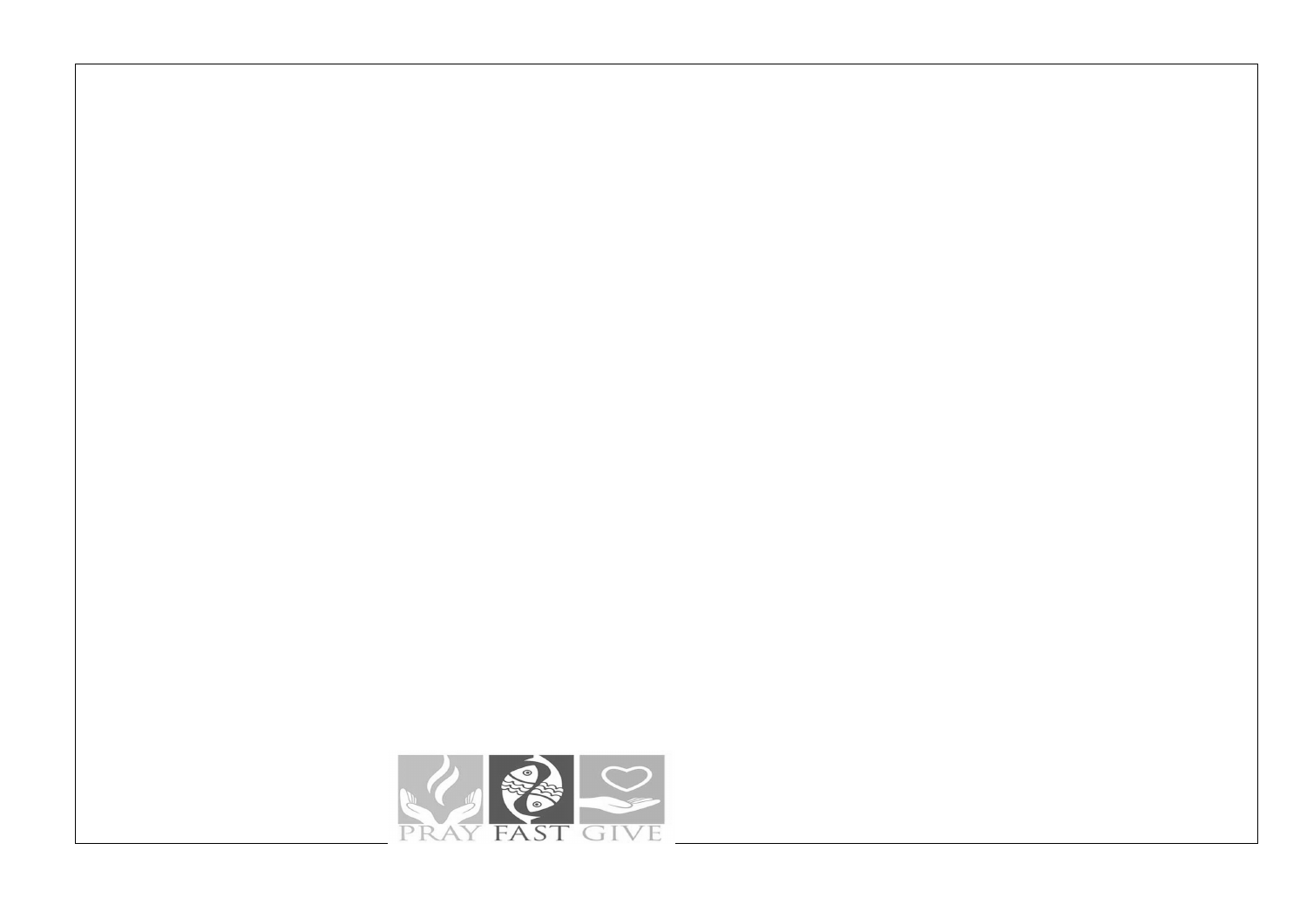PRAY FAST GIVE